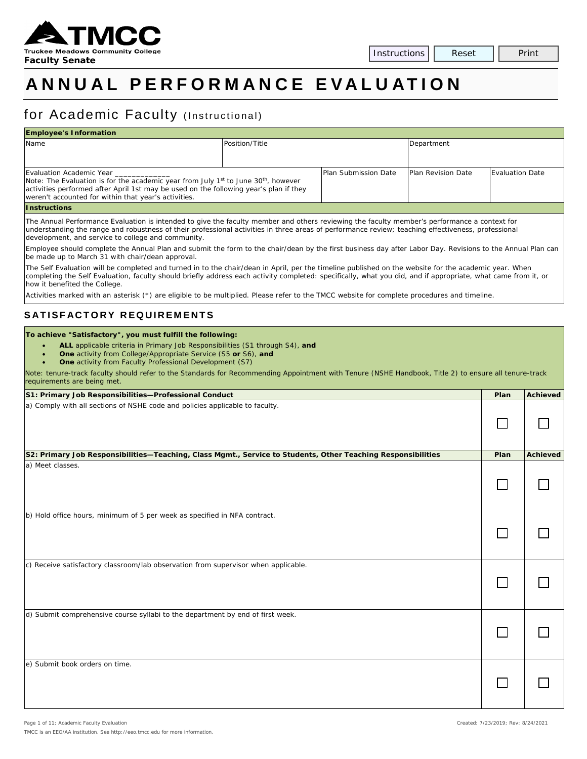TMCC
Truckee Meadows Community College
**Faculty Senate**

Instructions | Reset | Print

# ANNUAL PERFORMANCE EVALUATION

## for Academic Faculty (Instructional)

| **Employee's Information** | | | | |
|---|---|---|---|---|
| Name | Position/Title | | Department | |
| Evaluation Academic Year _____________ Note: The Evaluation is for the academic year from July 1st to June 30th, however activities performed after April 1st may be used on the following year's plan if they weren't accounted for within that year's activities. | | Plan Submission Date | Plan Revision Date | Evaluation Date |

**Instructions**

The Annual Performance Evaluation is intended to give the faculty member and others reviewing the faculty member's performance a context for understanding the range and robustness of their professional activities in three areas of performance review; teaching effectiveness, professional development, and service to college and community.

Employee should complete the Annual Plan and submit the form to the chair/dean by the first business day after Labor Day. Revisions to the Annual Plan can be made up to March 31 with chair/dean approval.

The Self Evaluation will be completed and turned in to the chair/dean in April, per the timeline published on the website for the academic year. When completing the Self Evaluation, faculty should briefly address each activity completed: specifically, what you did, and if appropriate, what came from it, or how it benefited the College.

Activities marked with an asterisk (*) are eligible to be multiplied. Please refer to the TMCC website for complete procedures and timeline.

## SATISFACTORY REQUIREMENTS

**To achieve "Satisfactory", you must fulfill the following:**

- **ALL** applicable criteria in Primary Job Responsibilities (S1 through S4), **and**
- **One** activity from College/Appropriate Service (S5 **or** S6), **and**
- **One** activity from Faculty Professional Development (S7)

Note: tenure-track faculty should refer to the Standards for Recommending Appointment with Tenure (NSHE Handbook, Title 2) to ensure all tenure-track requirements are being met.

| **S1: Primary Job Responsibilities—Professional Conduct** | **Plan** | **Achieved** |
|---|---|---|
| a) Comply with all sections of NSHE code and policies applicable to faculty. | ☐ | ☐ |

| **S2: Primary Job Responsibilities—Teaching, Class Mgmt., Service to Students, Other Teaching Responsibilities** | **Plan** | **Achieved** |
|---|---|---|
| a) Meet classes. | ☐ | ☐ |
| b) Hold office hours, minimum of 5 per week as specified in NFA contract. | ☐ | ☐ |
| c) Receive satisfactory classroom/lab observation from supervisor when applicable. | ☐ | ☐ |
| d) Submit comprehensive course syllabi to the department by end of first week. | ☐ | ☐ |
| e) Submit book orders on time. | ☐ | ☐ |

Page 1 of 11; Academic Faculty Evaluation

Created: 7/23/2019; Rev: 8/24/2021

TMCC is an EEO/AA institution. See http://eeo.tmcc.edu for more information.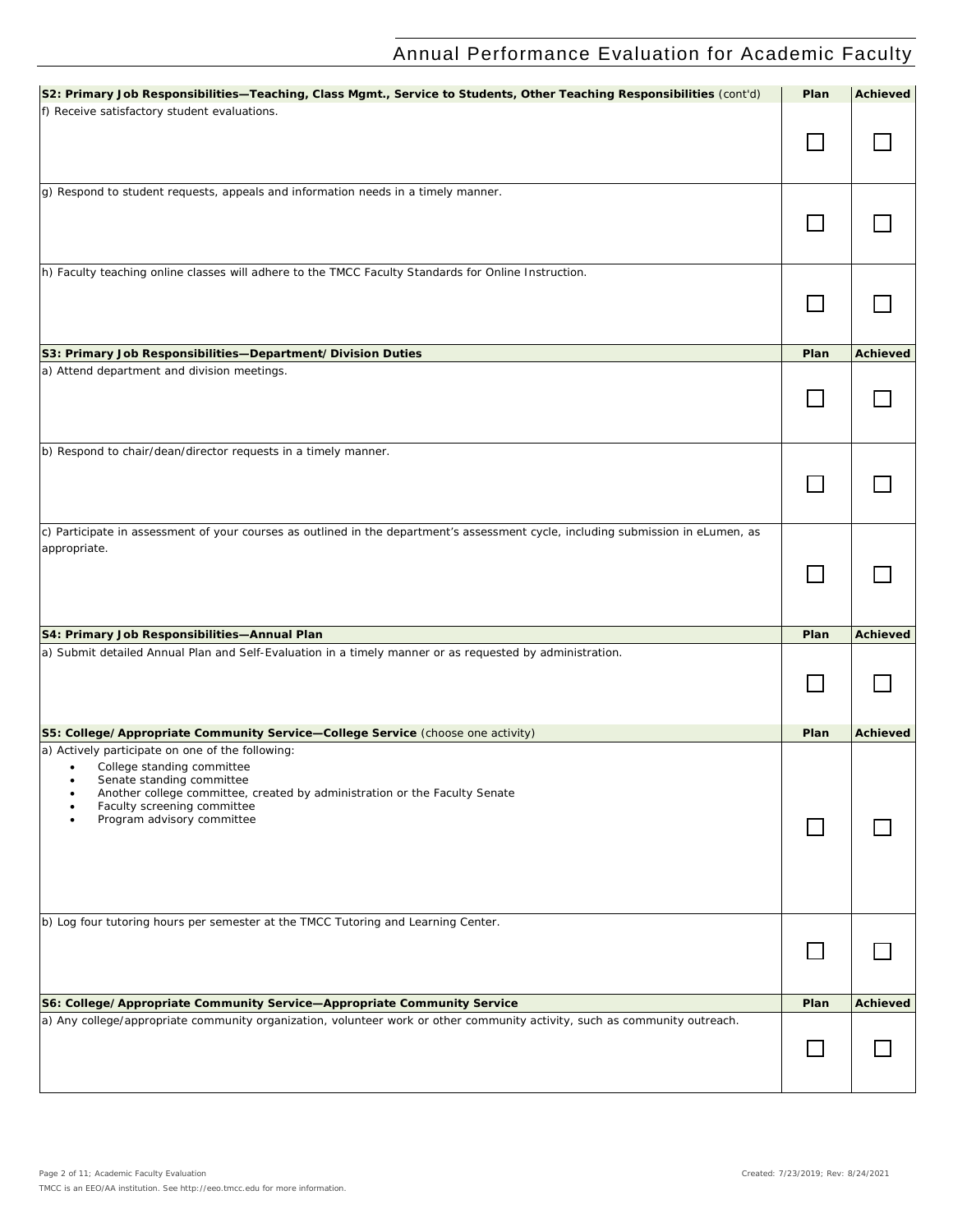| S2: Primary Job Responsibilities—Teaching, Class Mgmt., Service to Students, Other Teaching Responsibilities (cont'd) | Plan | Achieved |
|---|---|---|
| f) Receive satisfactory student evaluations. | ☐ | ☐ |
| g) Respond to student requests, appeals and information needs in a timely manner. | ☐ | ☐ |
| h) Faculty teaching online classes will adhere to the TMCC Faculty Standards for Online Instruction. | ☐ | ☐ |

| S3: Primary Job Responsibilities—Department/Division Duties | Plan | Achieved |
|---|---|---|
| a) Attend department and division meetings. | ☐ | ☐ |
| b) Respond to chair/dean/director requests in a timely manner. | ☐ | ☐ |
| c) Participate in assessment of your courses as outlined in the department's assessment cycle, including submission in eLumen, as appropriate. | ☐ | ☐ |

| S4: Primary Job Responsibilities—Annual Plan | Plan | Achieved |
|---|---|---|
| a) Submit detailed Annual Plan and Self-Evaluation in a timely manner or as requested by administration. | ☐ | ☐ |

| S5: College/Appropriate Community Service—College Service (choose one activity) | Plan | Achieved |
|---|---|---|
| a) Actively participate on one of the following:<br>• College standing committee<br>• Senate standing committee<br>• Another college committee, created by administration or the Faculty Senate<br>• Faculty screening committee<br>• Program advisory committee | ☐ | ☐ |
| b) Log four tutoring hours per semester at the TMCC Tutoring and Learning Center. | ☐ | ☐ |

| S6: College/Appropriate Community Service—Appropriate Community Service | Plan | Achieved |
|---|---|---|
| a) Any college/appropriate community organization, volunteer work or other community activity, such as community outreach. | ☐ | ☐ |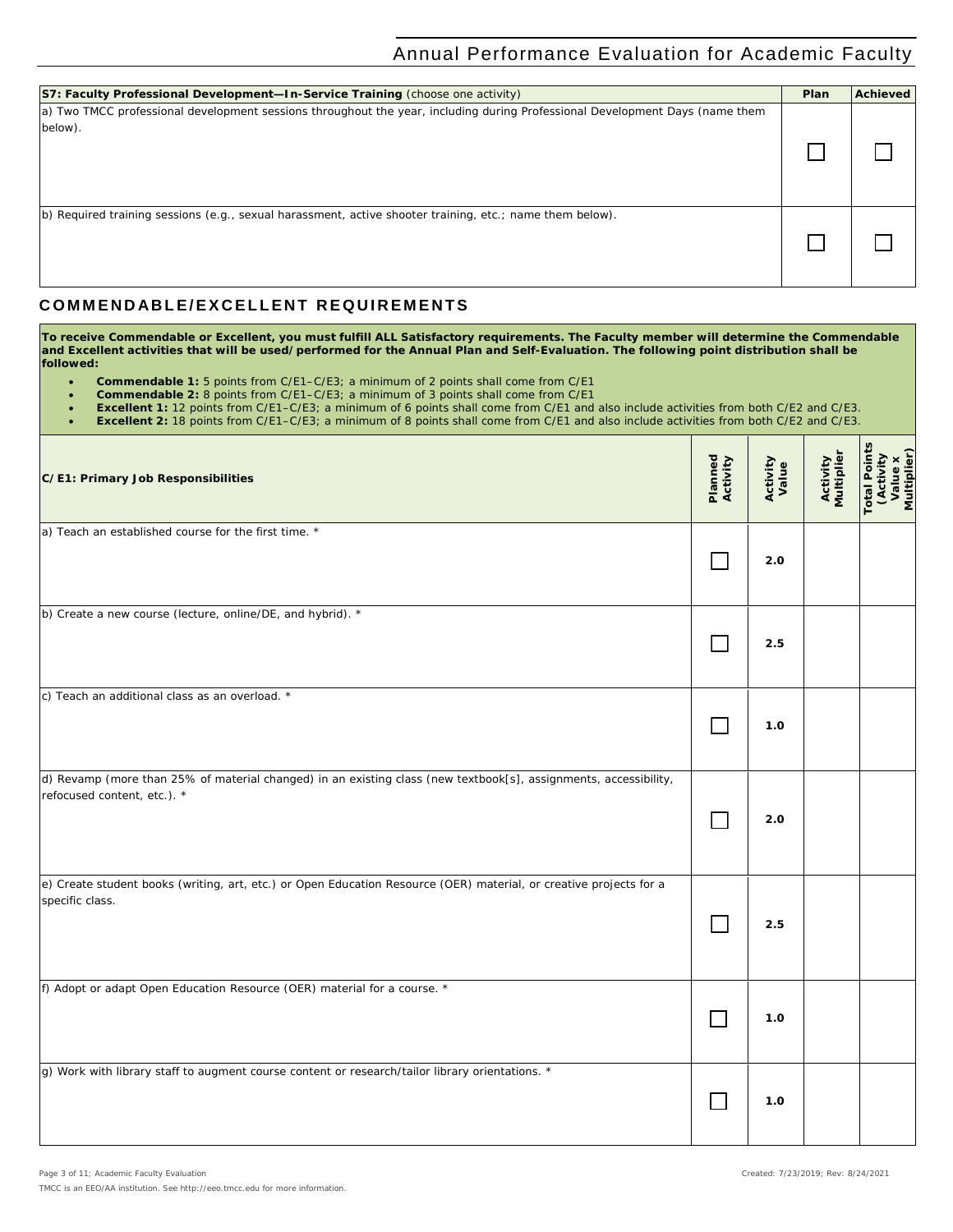| S7: Faculty Professional Development—In-Service Training (choose one activity) | Plan | Achieved |
|---|---|---|
| a) Two TMCC professional development sessions throughout the year, including during Professional Development Days (name them below). | ☐ | ☐ |
| b) Required training sessions (e.g., sexual harassment, active shooter training, etc.; name them below). | ☐ | ☐ |

## COMMENDABLE/EXCELLENT REQUIREMENTS

**To receive Commendable or Excellent, you must fulfill ALL Satisfactory requirements. The Faculty member will determine the Commendable and Excellent activities that will be used/performed for the Annual Plan and Self-Evaluation. The following point distribution shall be followed:**

- **Commendable 1:** 5 points from C/E1–C/E3; a minimum of 2 points shall come from C/E1
- **Commendable 2:** 8 points from C/E1–C/E3; a minimum of 3 points shall come from C/E1
- **Excellent 1:** 12 points from C/E1–C/E3; a minimum of 6 points shall come from C/E1 and also include activities from both C/E2 and C/E3.
- **Excellent 2:** 18 points from C/E1–C/E3; a minimum of 8 points shall come from C/E1 and also include activities from both C/E2 and C/E3.

| C/E1: Primary Job Responsibilities | Planned Activity | Activity Value | Activity Multiplier | Total Points (Activity Value x Multiplier) |
|---|---|---|---|---|
| a) Teach an established course for the first time. * | ☐ | 2.0 | | |
| b) Create a new course (lecture, online/DE, and hybrid). * | ☐ | 2.5 | | |
| c) Teach an additional class as an overload. * | ☐ | 1.0 | | |
| d) Revamp (more than 25% of material changed) in an existing class (new textbook[s], assignments, accessibility, refocused content, etc.). * | ☐ | 2.0 | | |
| e) Create student books (writing, art, etc.) or Open Education Resource (OER) material, or creative projects for a specific class. | ☐ | 2.5 | | |
| f) Adopt or adapt Open Education Resource (OER) material for a course. * | ☐ | 1.0 | | |
| g) Work with library staff to augment course content or research/tailor library orientations. * | ☐ | 1.0 | | |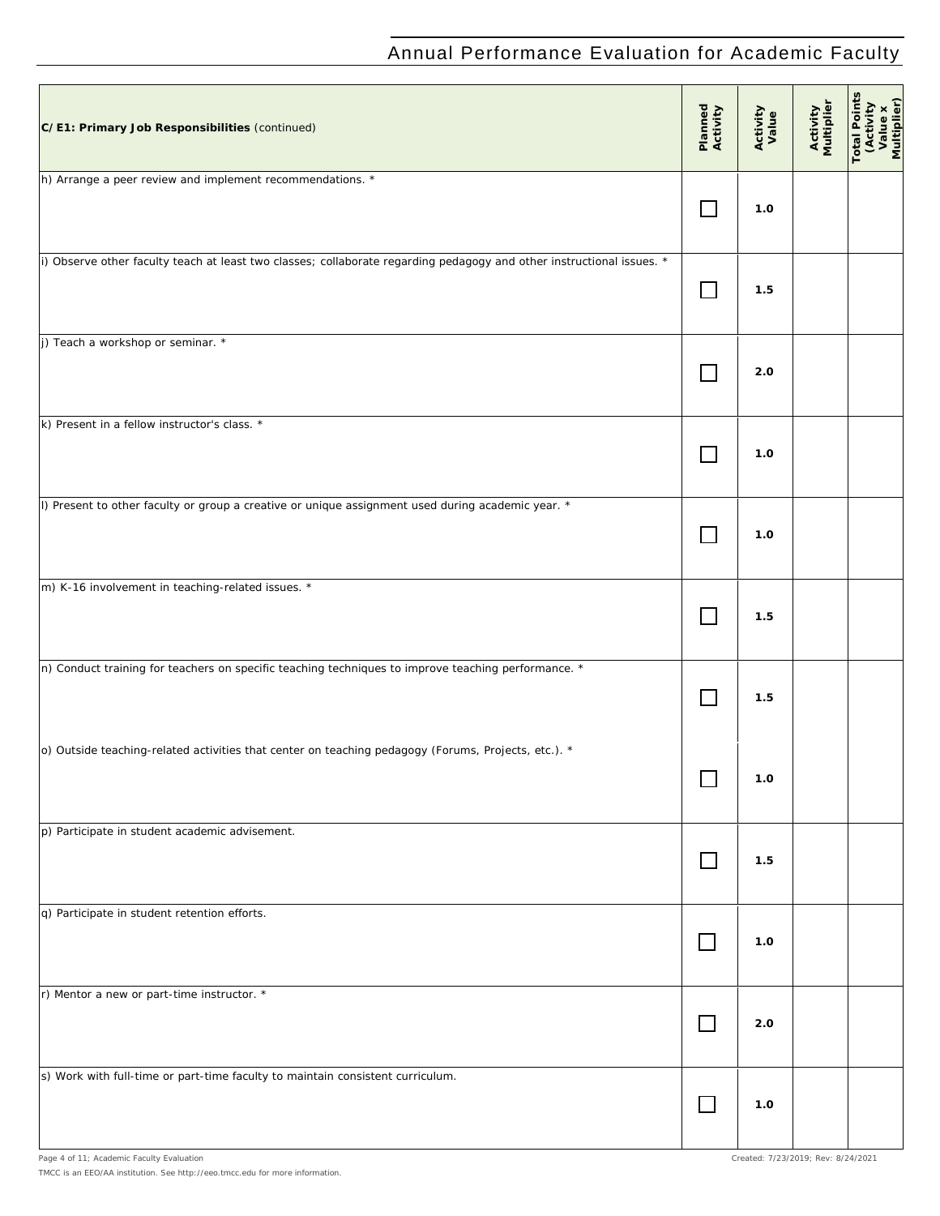| C/E1: Primary Job Responsibilities (continued) | Planned Activity | Activity Value | Activity Multiplier | Total Points (Activity Value x Multiplier) |
|---|---|---|---|---|
| h) Arrange a peer review and implement recommendations. * | ☐ | 1.0 | | |
| i) Observe other faculty teach at least two classes; collaborate regarding pedagogy and other instructional issues. * | ☐ | 1.5 | | |
| j) Teach a workshop or seminar. * | ☐ | 2.0 | | |
| k) Present in a fellow instructor's class. * | ☐ | 1.0 | | |
| l) Present to other faculty or group a creative or unique assignment used during academic year. * | ☐ | 1.0 | | |
| m) K-16 involvement in teaching-related issues. * | ☐ | 1.5 | | |
| n) Conduct training for teachers on specific teaching techniques to improve teaching performance. * | ☐ | 1.5 | | |
| o) Outside teaching-related activities that center on teaching pedagogy (Forums, Projects, etc.). * | ☐ | 1.0 | | |
| p) Participate in student academic advisement. | ☐ | 1.5 | | |
| q) Participate in student retention efforts. | ☐ | 1.0 | | |
| r) Mentor a new or part-time instructor. * | ☐ | 2.0 | | |
| s) Work with full-time or part-time faculty to maintain consistent curriculum. | ☐ | 1.0 | | |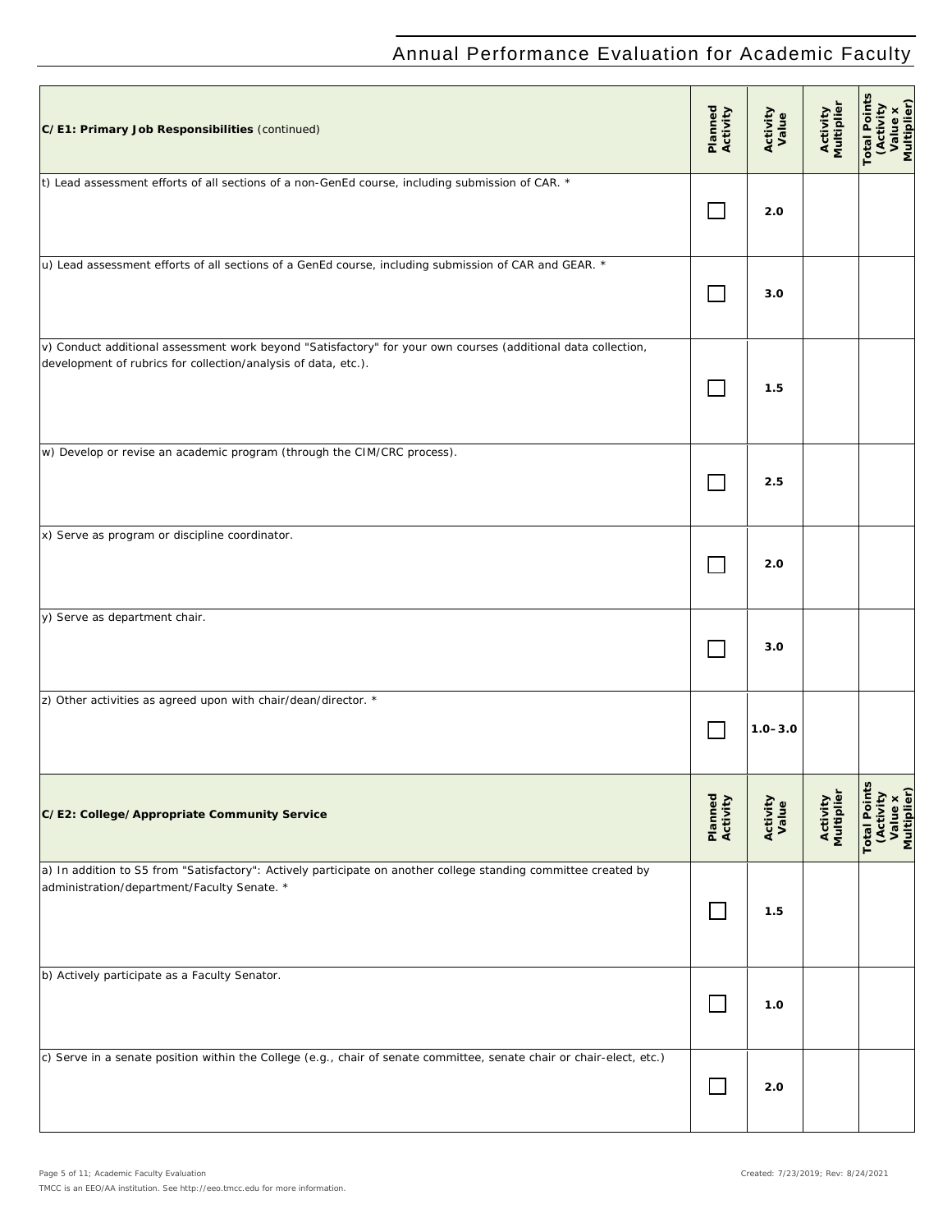| C/E1: Primary Job Responsibilities (continued) | Planned Activity | Activity Value | Activity Multiplier | Total Points (Activity Value x Multiplier) |
| --- | --- | --- | --- | --- |
| t) Lead assessment efforts of all sections of a non-GenEd course, including submission of CAR. * | ☐ | 2.0 | | |
| u) Lead assessment efforts of all sections of a GenEd course, including submission of CAR and GEAR. * | ☐ | 3.0 | | |
| v) Conduct additional assessment work beyond "Satisfactory" for your own courses (additional data collection, development of rubrics for collection/analysis of data, etc.). | ☐ | 1.5 | | |
| w) Develop or revise an academic program (through the CIM/CRC process). | ☐ | 2.5 | | |
| x) Serve as program or discipline coordinator. | ☐ | 2.0 | | |
| y) Serve as department chair. | ☐ | 3.0 | | |
| z) Other activities as agreed upon with chair/dean/director. * | ☐ | 1.0–3.0 | | |

| C/E2: College/Appropriate Community Service | Planned Activity | Activity Value | Activity Multiplier | Total Points (Activity Value x Multiplier) |
| --- | --- | --- | --- | --- |
| a) In addition to S5 from "Satisfactory": Actively participate on another college standing committee created by administration/department/Faculty Senate. * | ☐ | 1.5 | | |
| b) Actively participate as a Faculty Senator. | ☐ | 1.0 | | |
| c) Serve in a senate position within the College (e.g., chair of senate committee, senate chair or chair-elect, etc.) | ☐ | 2.0 | | |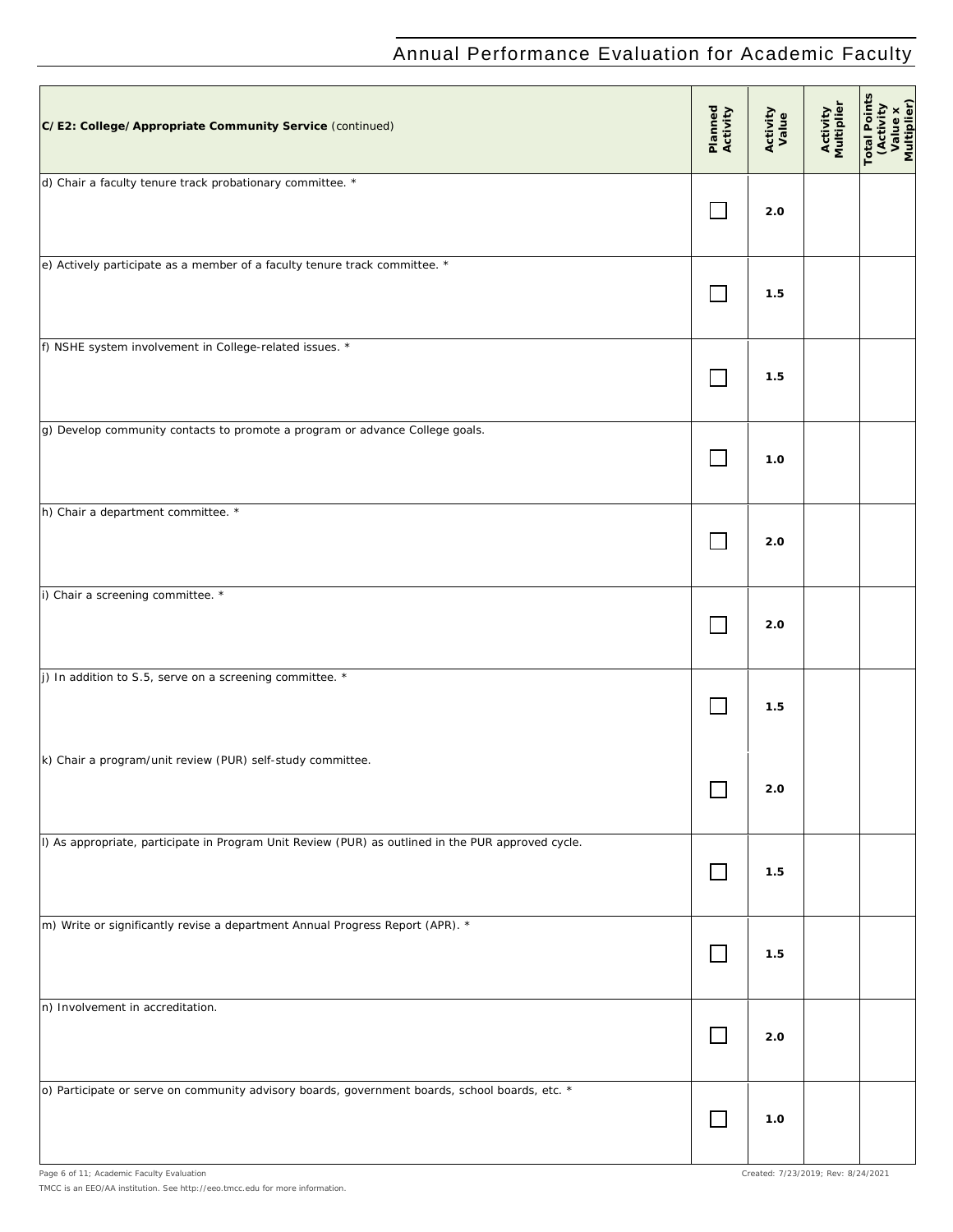| C/E2: College/Appropriate Community Service (continued) | Planned Activity | Activity Value | Activity Multiplier | Total Points (Activity Value x Multiplier) |
|---|---|---|---|---|
| d) Chair a faculty tenure track probationary committee. * | ☐ | 2.0 | | |
| e) Actively participate as a member of a faculty tenure track committee. * | ☐ | 1.5 | | |
| f) NSHE system involvement in College-related issues. * | ☐ | 1.5 | | |
| g) Develop community contacts to promote a program or advance College goals. | ☐ | 1.0 | | |
| h) Chair a department committee. * | ☐ | 2.0 | | |
| i) Chair a screening committee. * | ☐ | 2.0 | | |
| j) In addition to S.5, serve on a screening committee. * | ☐ | 1.5 | | |
| k) Chair a program/unit review (PUR) self-study committee. | ☐ | 2.0 | | |
| l) As appropriate, participate in Program Unit Review (PUR) as outlined in the PUR approved cycle. | ☐ | 1.5 | | |
| m) Write or significantly revise a department Annual Progress Report (APR). * | ☐ | 1.5 | | |
| n) Involvement in accreditation. | ☐ | 2.0 | | |
| o) Participate or serve on community advisory boards, government boards, school boards, etc. * | ☐ | 1.0 | | |

TMCC is an EEO/AA institution. See http://eeo.tmcc.edu for more information.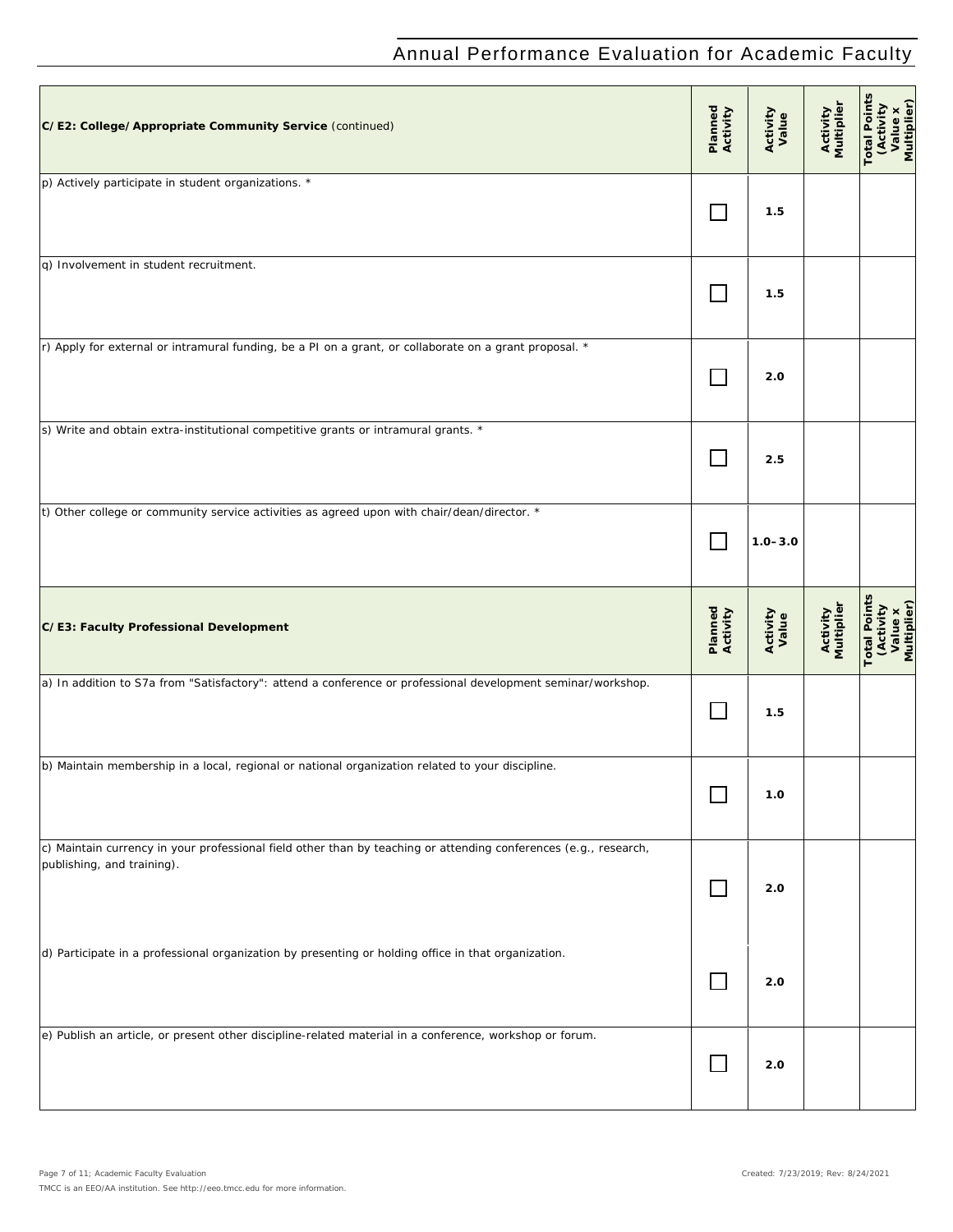| C/E2: College/Appropriate Community Service (continued) | Planned Activity | Activity Value | Activity Multiplier | Total Points (Activity Value x Multiplier) |
|---|---|---|---|---|
| p) Actively participate in student organizations. * | ☐ | 1.5 | | |
| q) Involvement in student recruitment. | ☐ | 1.5 | | |
| r) Apply for external or intramural funding, be a PI on a grant, or collaborate on a grant proposal. * | ☐ | 2.0 | | |
| s) Write and obtain extra-institutional competitive grants or intramural grants. * | ☐ | 2.5 | | |
| t) Other college or community service activities as agreed upon with chair/dean/director. * | ☐ | 1.0–3.0 | | |

| C/E3: Faculty Professional Development | Planned Activity | Activity Value | Activity Multiplier | Total Points (Activity Value x Multiplier) |
|---|---|---|---|---|
| a) In addition to S7a from "Satisfactory": attend a conference or professional development seminar/workshop. | ☐ | 1.5 | | |
| b) Maintain membership in a local, regional or national organization related to your discipline. | ☐ | 1.0 | | |
| c) Maintain currency in your professional field other than by teaching or attending conferences (e.g., research, publishing, and training). | ☐ | 2.0 | | |
| d) Participate in a professional organization by presenting or holding office in that organization. | ☐ | 2.0 | | |
| e) Publish an article, or present other discipline-related material in a conference, workshop or forum. | ☐ | 2.0 | | |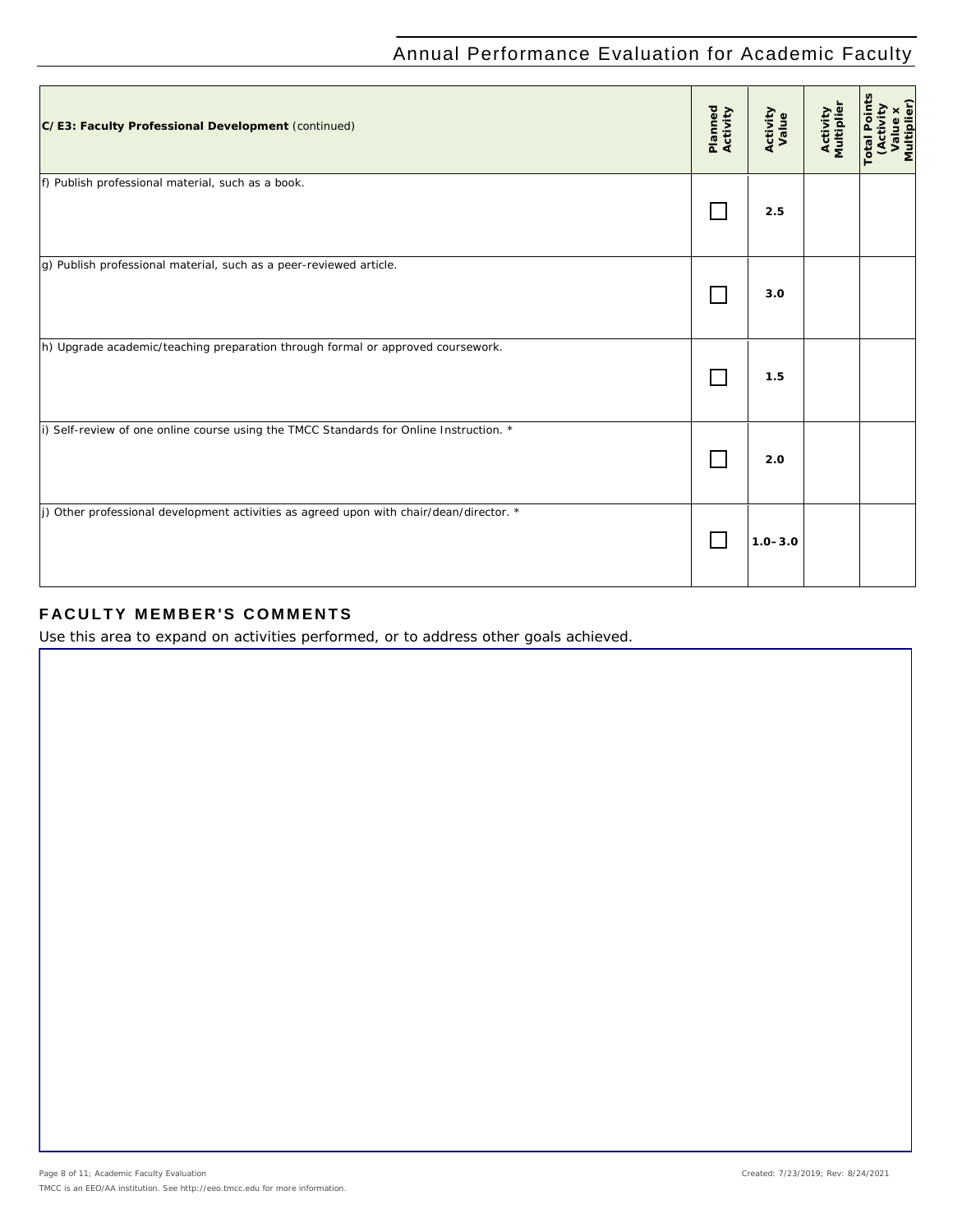| C/E3: Faculty Professional Development (continued) | Planned Activity | Activity Value | Activity Multiplier | Total Points (Activity Value x Multiplier) |
|---|---|---|---|---|
| f) Publish professional material, such as a book. | ☐ | 2.5 | | |
| g) Publish professional material, such as a peer-reviewed article. | ☐ | 3.0 | | |
| h) Upgrade academic/teaching preparation through formal or approved coursework. | ☐ | 1.5 | | |
| i) Self-review of one online course using the TMCC Standards for Online Instruction. * | ☐ | 2.0 | | |
| j) Other professional development activities as agreed upon with chair/dean/director. * | ☐ | 1.0–3.0 | | |

## FACULTY MEMBER'S COMMENTS

Use this area to expand on activities performed, or to address other goals achieved.

TMCC is an EEO/AA institution. See http://eeo.tmcc.edu for more information.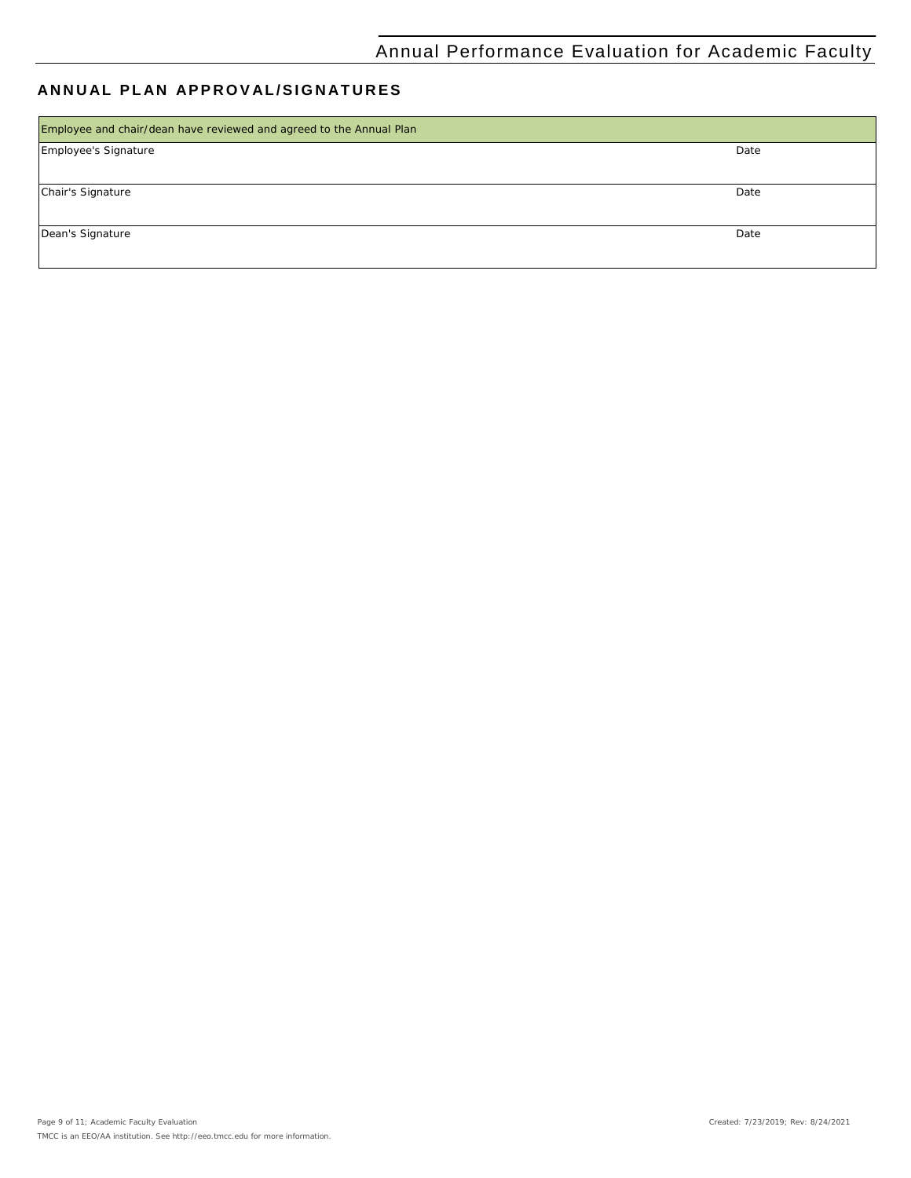## ANNUAL PLAN APPROVAL/SIGNATURES

| Employee and chair/dean have reviewed and agreed to the Annual Plan | |
|---|---|
| Employee's Signature | Date |
| Chair's Signature | Date |
| Dean's Signature | Date |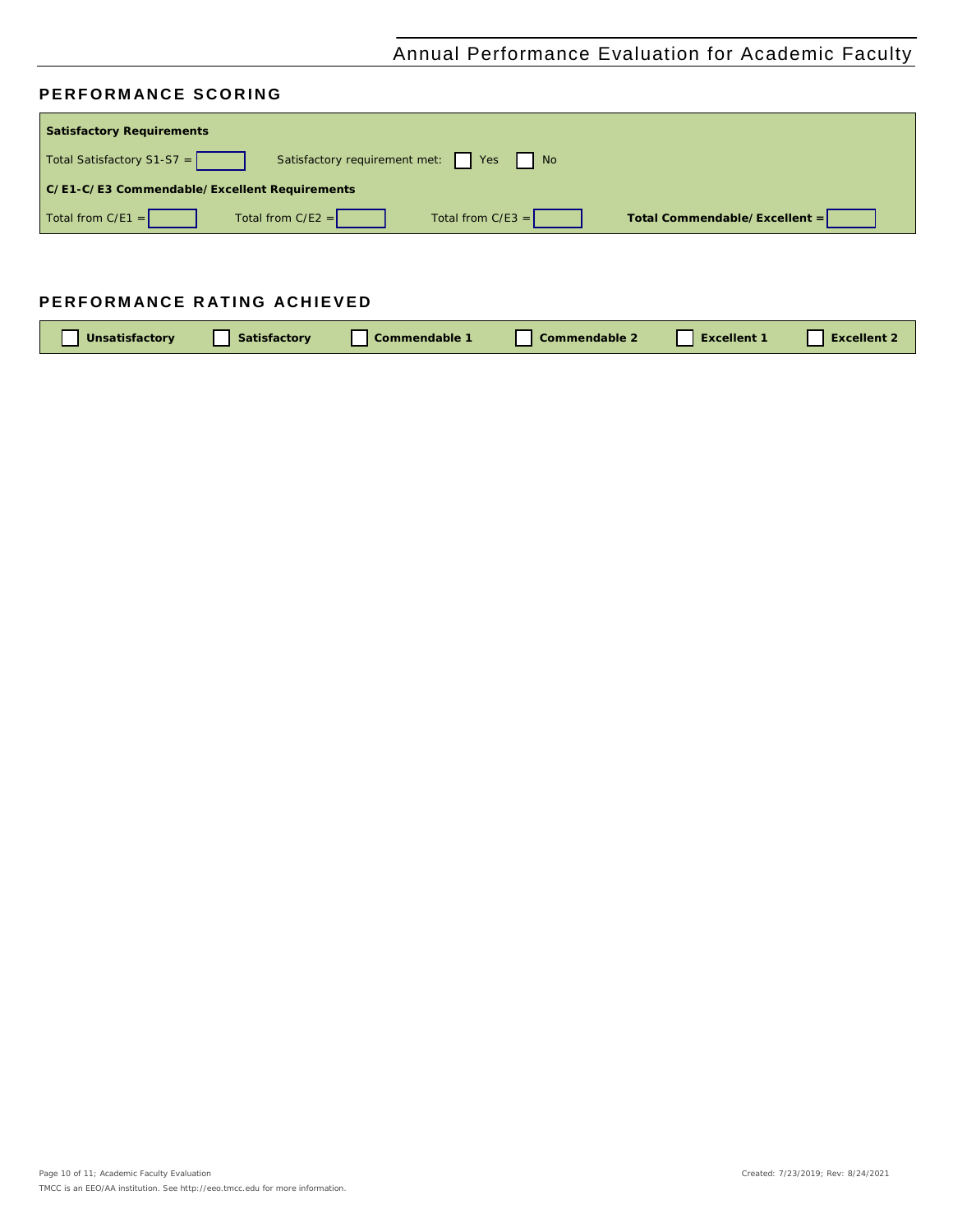## PERFORMANCE SCORING

**Satisfactory Requirements**

Total Satisfactory S1-S7 = ☐ Satisfactory requirement met: ☐ Yes ☐ No

**C/E1-C/E3 Commendable/Excellent Requirements**

Total from C/E1 = ☐ Total from C/E2 = ☐ Total from C/E3 = ☐ **Total Commendable/Excellent =** ☐

## PERFORMANCE RATING ACHIEVED

☐ **Unsatisfactory** ☐ **Satisfactory** ☐ **Commendable 1** ☐ **Commendable 2** ☐ **Excellent 1** ☐ **Excellent 2**

TMCC is an EEO/AA institution. See http://eeo.tmcc.edu for more information.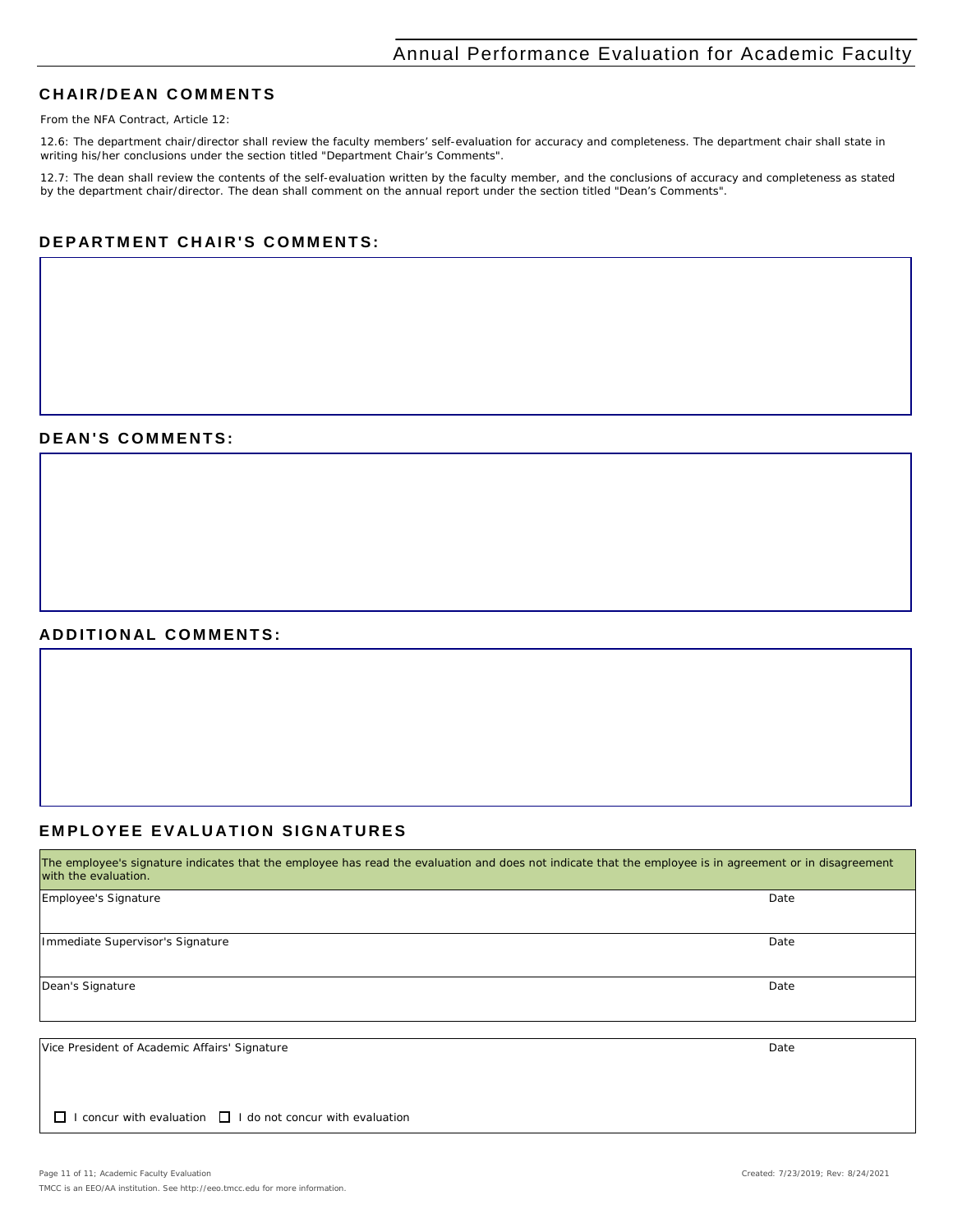## CHAIR/DEAN COMMENTS

From the NFA Contract, Article 12:

12.6: The department chair/director shall review the faculty members' self-evaluation for accuracy and completeness. The department chair shall state in writing his/her conclusions under the section titled "Department Chair's Comments".

12.7: The dean shall review the contents of the self-evaluation written by the faculty member, and the conclusions of accuracy and completeness as stated by the department chair/director. The dean shall comment on the annual report under the section titled "Dean's Comments".

## DEPARTMENT CHAIR'S COMMENTS:

## DEAN'S COMMENTS:

## ADDITIONAL COMMENTS:

## EMPLOYEE EVALUATION SIGNATURES

The employee's signature indicates that the employee has read the evaluation and does not indicate that the employee is in agreement or in disagreement with the evaluation.

| | |
|---|---|
| Employee's Signature | Date |
| Immediate Supervisor's Signature | Date |
| Dean's Signature | Date |

| | |
|---|---|
| Vice President of Academic Affairs' Signature | Date |

☐ I concur with evaluation ☐ I do not concur with evaluation

Created: 7/23/2019; Rev: 8/24/2021

TMCC is an EEO/AA institution. See http://eeo.tmcc.edu for more information.